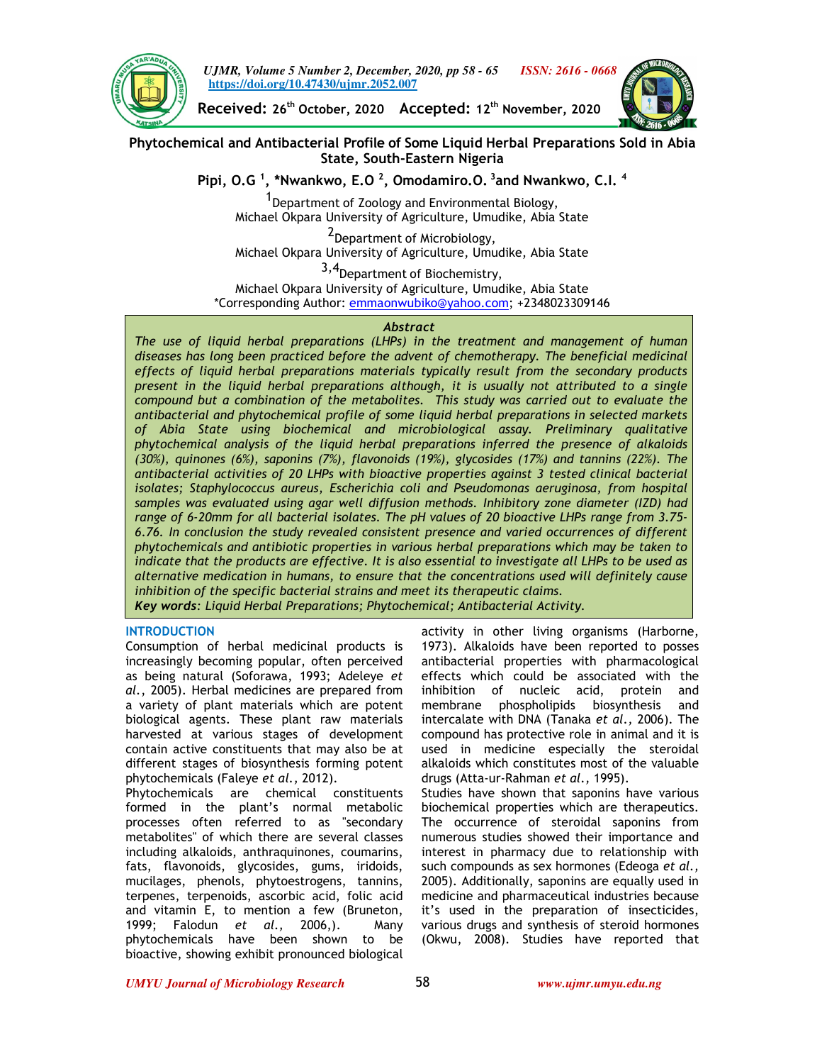Received: 26th October, 2020 Accepted: 12th November, 2020

# Phytochemical and Antibacterial Profile of Some Liquid Herbal Preparations Sold in Abia State, South-Eastern Nigeria

**Pipi, O.G [1], *Nwankwo, E.O [2], Omodamiro.O. [3] and Nwankwo, C.I. [4]**

[1]Department of Zoology and Environmental Biology, Michael Okpara University of Agriculture, Umudike, Abia State

[2]Department of Microbiology, Michael Okpara University of Agriculture, Umudike, Abia State

[3,4]Department of Biochemistry, Michael Okpara University of Agriculture, Umudike, Abia State

*Corresponding Author: emmaonwubiko@yahoo.com; +2348023309146

## Abstract

*The use of liquid herbal preparations (LHPs) in the treatment and management of human diseases has long been practiced before the advent of chemotherapy. The beneficial medicinal effects of liquid herbal preparations materials typically result from the secondary products present in the liquid herbal preparations although, it is usually not attributed to a single compound but a combination of the metabolites. This study was carried out to evaluate the antibacterial and phytochemical profile of some liquid herbal preparations in selected markets of Abia State using biochemical and microbiological assay. Preliminary qualitative phytochemical analysis of the liquid herbal preparations inferred the presence of alkaloids (30%), quinones (6%), saponins (7%), flavonoids (19%), glycosides (17%) and tannins (22%). The antibacterial activities of 20 LHPs with bioactive properties against 3 tested clinical bacterial isolates; Staphylococcus aureus, Escherichia coli and Pseudomonas aeruginosa, from hospital samples was evaluated using agar well diffusion methods. Inhibitory zone diameter (IZD) had range of 6-20mm for all bacterial isolates. The pH values of 20 bioactive LHPs range from 3.75-6.76. In conclusion the study revealed consistent presence and varied occurrences of different phytochemicals and antibiotic properties in various herbal preparations which may be taken to indicate that the products are effective. It is also essential to investigate all LHPs to be used as alternative medication in humans, to ensure that the concentrations used will definitely cause inhibition of the specific bacterial strains and meet its therapeutic claims.*

***Key words**: Liquid Herbal Preparations; Phytochemical; Antibacterial Activity.*

## INTRODUCTION

Consumption of herbal medicinal products is increasingly becoming popular, often perceived as being natural (Soforawa, 1993; Adeleye *et al*., 2005). Herbal medicines are prepared from a variety of plant materials which are potent biological agents. These plant raw materials harvested at various stages of development contain active constituents that may also be at different stages of biosynthesis forming potent phytochemicals (Faleye *et al*., 2012).

Phytochemicals are chemical constituents formed in the plant's normal metabolic processes often referred to as "secondary metabolites" of which there are several classes including alkaloids, anthraquinones, coumarins, fats, flavonoids, glycosides, gums, iridoids, mucilages, phenols, phytoestrogens, tannins, terpenes, terpenoids, ascorbic acid, folic acid and vitamin E, to mention a few (Bruneton, 1999; Falodun *et al*., 2006,). Many phytochemicals have been shown to be bioactive, showing exhibit pronounced biological activity in other living organisms (Harborne, 1973). Alkaloids have been reported to posses antibacterial properties with pharmacological effects which could be associated with the inhibition of nucleic acid, protein and membrane phospholipids biosynthesis and intercalate with DNA (Tanaka *et al*., 2006). The compound has protective role in animal and it is used in medicine especially the steroidal alkaloids which constitutes most of the valuable drugs (Atta-ur-Rahman *et al*., 1995).

Studies have shown that saponins have various biochemical properties which are therapeutics. The occurrence of steroidal saponins from numerous studies showed their importance and interest in pharmacy due to relationship with such compounds as sex hormones (Edeoga *et al*., 2005). Additionally, saponins are equally used in medicine and pharmaceutical industries because it's used in the preparation of insecticides, various drugs and synthesis of steroid hormones (Okwu, 2008). Studies have reported that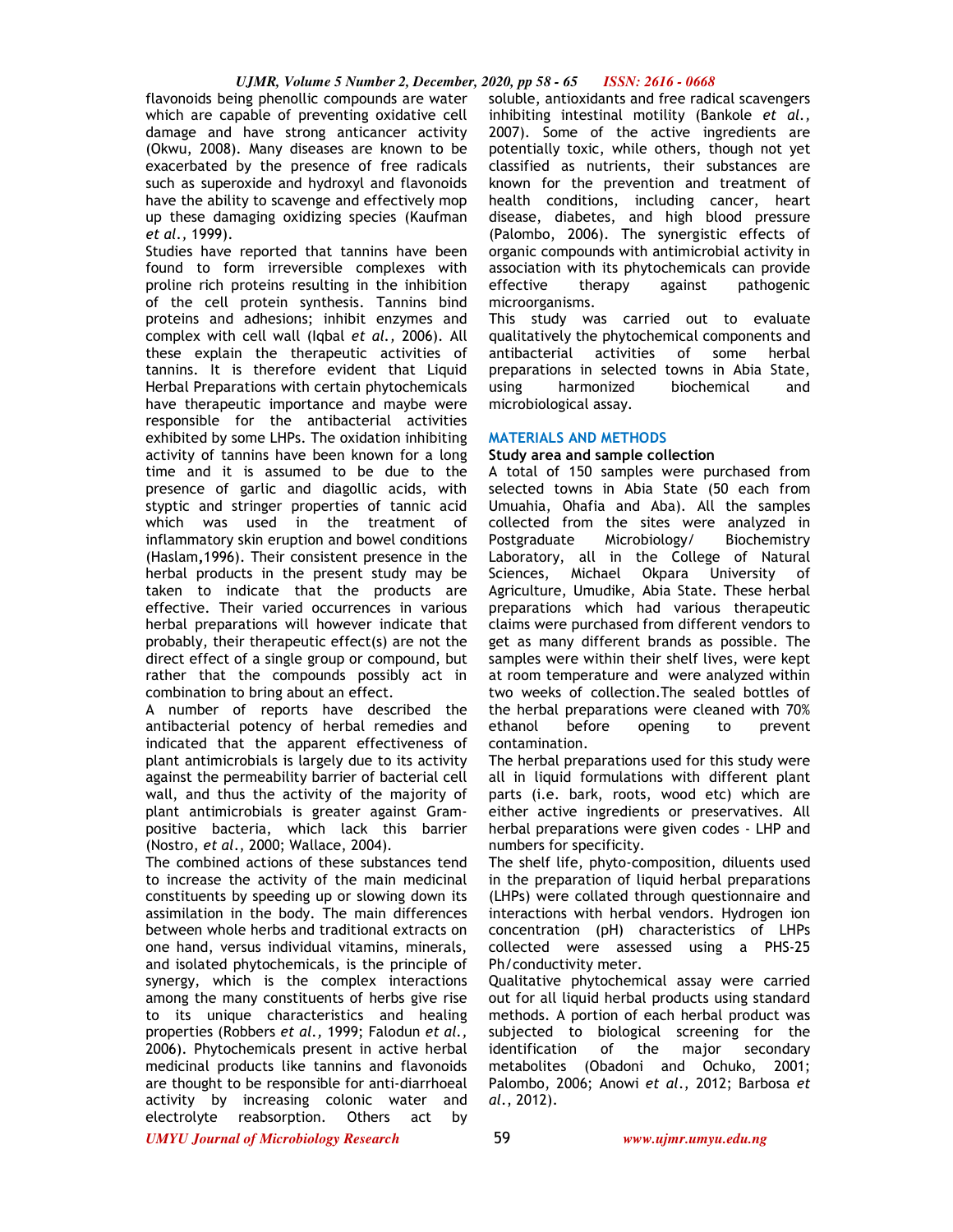flavonoids being phenollic compounds are water which are capable of preventing oxidative cell damage and have strong anticancer activity (Okwu, 2008). Many diseases are known to be exacerbated by the presence of free radicals such as superoxide and hydroxyl and flavonoids have the ability to scavenge and effectively mop up these damaging oxidizing species (Kaufman *et al.,* 1999).

Studies have reported that tannins have been found to form irreversible complexes with proline rich proteins resulting in the inhibition of the cell protein synthesis. Tannins bind proteins and adhesions; inhibit enzymes and complex with cell wall (Iqbal *et al.,* 2006). All these explain the therapeutic activities of tannins. It is therefore evident that Liquid Herbal Preparations with certain phytochemicals have therapeutic importance and maybe were responsible for the antibacterial activities exhibited by some LHPs. The oxidation inhibiting activity of tannins have been known for a long time and it is assumed to be due to the presence of garlic and diagollic acids, with styptic and stringer properties of tannic acid which was used in the treatment of inflammatory skin eruption and bowel conditions (Haslam,1996). Their consistent presence in the herbal products in the present study may be taken to indicate that the products are effective. Their varied occurrences in various herbal preparations will however indicate that probably, their therapeutic effect(s) are not the direct effect of a single group or compound, but rather that the compounds possibly act in combination to bring about an effect.

A number of reports have described the antibacterial potency of herbal remedies and indicated that the apparent effectiveness of plant antimicrobials is largely due to its activity against the permeability barrier of bacterial cell wall, and thus the activity of the majority of plant antimicrobials is greater against Gram-positive bacteria, which lack this barrier (Nostro, *et al.,* 2000; Wallace, 2004).

The combined actions of these substances tend to increase the activity of the main medicinal constituents by speeding up or slowing down its assimilation in the body. The main differences between whole herbs and traditional extracts on one hand, versus individual vitamins, minerals, and isolated phytochemicals, is the principle of synergy, which is the complex interactions among the many constituents of herbs give rise to its unique characteristics and healing properties (Robbers *et al.,* 1999; Falodun *et al.,* 2006). Phytochemicals present in active herbal medicinal products like tannins and flavonoids are thought to be responsible for anti-diarrhoeal activity by increasing colonic water and electrolyte reabsorption. Others act by soluble, antioxidants and free radical scavengers inhibiting intestinal motility (Bankole *et al.,* 2007). Some of the active ingredients are potentially toxic, while others, though not yet classified as nutrients, their substances are known for the prevention and treatment of health conditions, including cancer, heart disease, diabetes, and high blood pressure (Palombo, 2006). The synergistic effects of organic compounds with antimicrobial activity in association with its phytochemicals can provide effective therapy against pathogenic microorganisms.

This study was carried out to evaluate qualitatively the phytochemical components and antibacterial activities of some herbal preparations in selected towns in Abia State, using harmonized biochemical and microbiological assay.

## MATERIALS AND METHODS

### Study area and sample collection

A total of 150 samples were purchased from selected towns in Abia State (50 each from Umuahia, Ohafia and Aba). All the samples collected from the sites were analyzed in Postgraduate Microbiology/ Biochemistry Laboratory, all in the College of Natural Sciences, Michael Okpara University of Agriculture, Umudike, Abia State. These herbal preparations which had various therapeutic claims were purchased from different vendors to get as many different brands as possible. The samples were within their shelf lives, were kept at room temperature and were analyzed within two weeks of collection.The sealed bottles of the herbal preparations were cleaned with 70% ethanol before opening to prevent contamination.

The herbal preparations used for this study were all in liquid formulations with different plant parts (i.e. bark, roots, wood etc) which are either active ingredients or preservatives. All herbal preparations were given codes - LHP and numbers for specificity.

The shelf life, phyto-composition, diluents used in the preparation of liquid herbal preparations (LHPs) were collated through questionnaire and interactions with herbal vendors. Hydrogen ion concentration (pH) characteristics of LHPs collected were assessed using a PHS-25 Ph/conductivity meter.

Qualitative phytochemical assay were carried out for all liquid herbal products using standard methods. A portion of each herbal product was subjected to biological screening for the identification of the major secondary metabolites (Obadoni and Ochuko, 2001; Palombo, 2006; Anowi *et al.*, 2012; Barbosa *et al.*, 2012).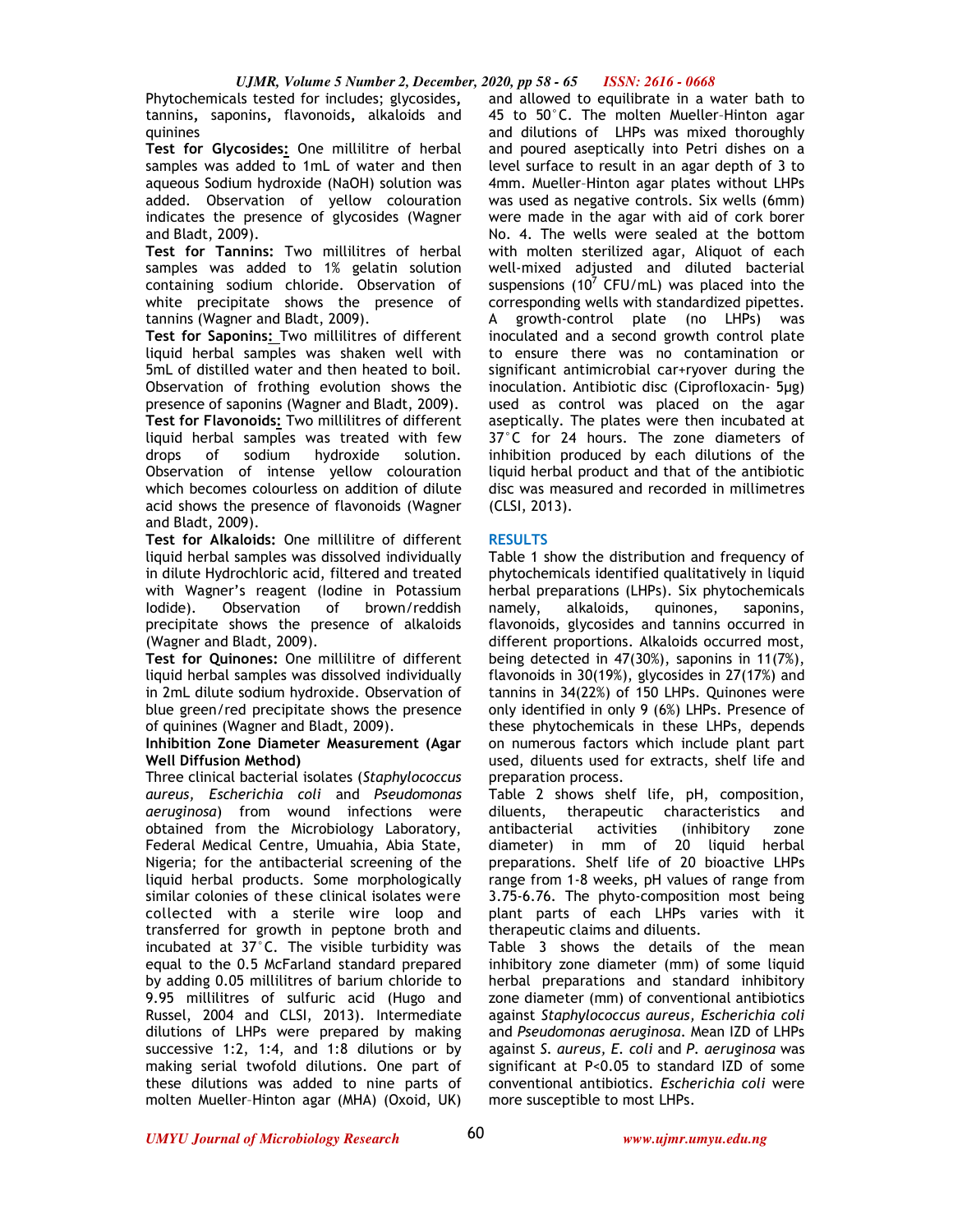Phytochemicals tested for includes; glycosides, tannins, saponins, flavonoids, alkaloids and quinines

**Test for Glycosides:** One millilitre of herbal samples was added to 1mL of water and then aqueous Sodium hydroxide (NaOH) solution was added. Observation of yellow colouration indicates the presence of glycosides (Wagner and Bladt, 2009).

**Test for Tannins:** Two millilitres of herbal samples was added to 1% gelatin solution containing sodium chloride. Observation of white precipitate shows the presence of tannins (Wagner and Bladt, 2009).

**Test for Saponins:** Two millilitres of different liquid herbal samples was shaken well with 5mL of distilled water and then heated to boil. Observation of frothing evolution shows the presence of saponins (Wagner and Bladt, 2009).

**Test for Flavonoids:** Two millilitres of different liquid herbal samples was treated with few drops of sodium hydroxide solution. Observation of intense yellow colouration which becomes colourless on addition of dilute acid shows the presence of flavonoids (Wagner and Bladt, 2009).

**Test for Alkaloids:** One millilitre of different liquid herbal samples was dissolved individually in dilute Hydrochloric acid, filtered and treated with Wagner's reagent (Iodine in Potassium Iodide). Observation of brown/reddish precipitate shows the presence of alkaloids (Wagner and Bladt, 2009).

**Test for Quinones:** One millilitre of different liquid herbal samples was dissolved individually in 2mL dilute sodium hydroxide. Observation of blue green/red precipitate shows the presence of quinines (Wagner and Bladt, 2009).

**Inhibition Zone Diameter Measurement (Agar Well Diffusion Method)**

Three clinical bacterial isolates (*Staphylococcus aureus, Escherichia coli* and *Pseudomonas aeruginosa*) from wound infections were obtained from the Microbiology Laboratory, Federal Medical Centre, Umuahia, Abia State, Nigeria; for the antibacterial screening of the liquid herbal products. Some morphologically similar colonies of these clinical isolates were collected with a sterile wire loop and transferred for growth in peptone broth and incubated at 37°C. The visible turbidity was equal to the 0.5 McFarland standard prepared by adding 0.05 millilitres of barium chloride to 9.95 millilitres of sulfuric acid (Hugo and Russel, 2004 and CLSI, 2013). Intermediate dilutions of LHPs were prepared by making successive 1:2, 1:4, and 1:8 dilutions or by making serial twofold dilutions. One part of these dilutions was added to nine parts of molten Mueller–Hinton agar (MHA) (Oxoid, UK) and allowed to equilibrate in a water bath to 45 to 50°C. The molten Mueller–Hinton agar and dilutions of LHPs was mixed thoroughly and poured aseptically into Petri dishes on a level surface to result in an agar depth of 3 to 4mm. Mueller–Hinton agar plates without LHPs was used as negative controls. Six wells (6mm) were made in the agar with aid of cork borer No. 4. The wells were sealed at the bottom with molten sterilized agar, Aliquot of each well-mixed adjusted and diluted bacterial suspensions ($10^7$ CFU/mL) was placed into the corresponding wells with standardized pipettes. A growth-control plate (no LHPs) was inoculated and a second growth control plate to ensure there was no contamination or significant antimicrobial car+ryover during the inoculation. Antibiotic disc (Ciprofloxacin- 5µg) used as control was placed on the agar aseptically. The plates were then incubated at 37°C for 24 hours. The zone diameters of inhibition produced by each dilutions of the liquid herbal product and that of the antibiotic disc was measured and recorded in millimetres (CLSI, 2013).

## RESULTS

Table 1 show the distribution and frequency of phytochemicals identified qualitatively in liquid herbal preparations (LHPs). Six phytochemicals namely, alkaloids, quinones, saponins, flavonoids, glycosides and tannins occurred in different proportions. Alkaloids occurred most, being detected in 47(30%), saponins in 11(7%), flavonoids in 30(19%), glycosides in 27(17%) and tannins in 34(22%) of 150 LHPs. Quinones were only identified in only 9 (6%) LHPs. Presence of these phytochemicals in these LHPs, depends on numerous factors which include plant part used, diluents used for extracts, shelf life and preparation process.

Table 2 shows shelf life, pH, composition, diluents, therapeutic characteristics and antibacterial activities (inhibitory zone diameter) in mm of 20 liquid herbal preparations. Shelf life of 20 bioactive LHPs range from 1-8 weeks, pH values of range from 3.75-6.76. The phyto-composition most being plant parts of each LHPs varies with it therapeutic claims and diluents.

Table 3 shows the details of the mean inhibitory zone diameter (mm) of some liquid herbal preparations and standard inhibitory zone diameter (mm) of conventional antibiotics against *Staphylococcus aureus, Escherichia coli* and *Pseudomonas aeruginosa*. Mean IZD of LHPs against *S. aureus, E. coli* and *P. aeruginosa* was significant at $P<0.05$ to standard IZD of some conventional antibiotics. *Escherichia coli* were more susceptible to most LHPs.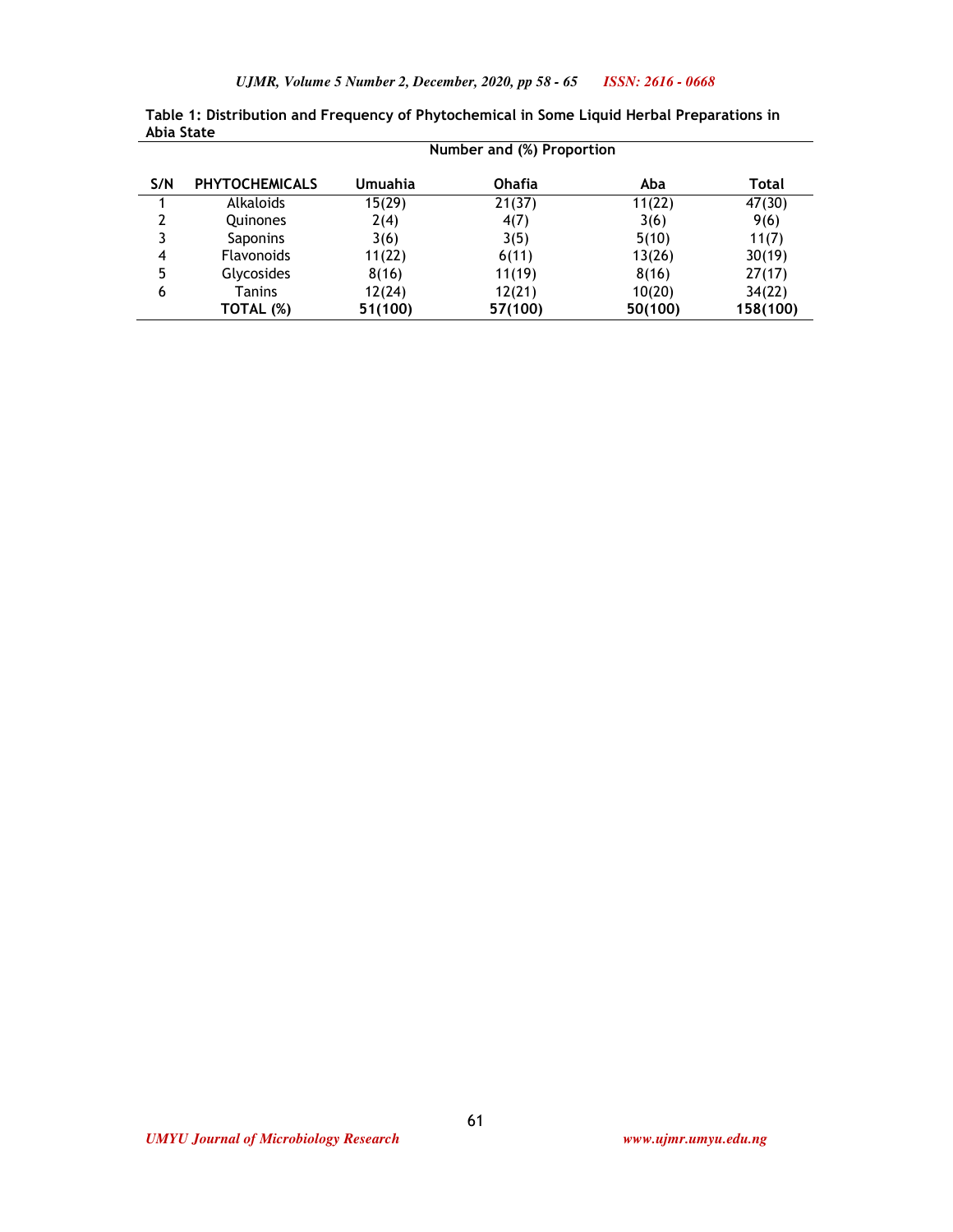**Table 1: Distribution and Frequency of Phytochemical in Some Liquid Herbal Preparations in Abia State**

| | | Number and (%) Proportion | | | |
|---|---|---|---|---|---|
| **S/N** | **PHYTOCHEMICALS** | **Umuahia** | **Ohafia** | **Aba** | **Total** |
| 1 | Alkaloids | 15(29) | 21(37) | 11(22) | 47(30) |
| 2 | Quinones | 2(4) | 4(7) | 3(6) | 9(6) |
| 3 | Saponins | 3(6) | 3(5) | 5(10) | 11(7) |
| 4 | Flavonoids | 11(22) | 6(11) | 13(26) | 30(19) |
| 5 | Glycosides | 8(16) | 11(19) | 8(16) | 27(17) |
| 6 | Tanins | 12(24) | 12(21) | 10(20) | 34(22) |
| | **TOTAL (%)** | **51(100)** | **57(100)** | **50(100)** | **158(100)** |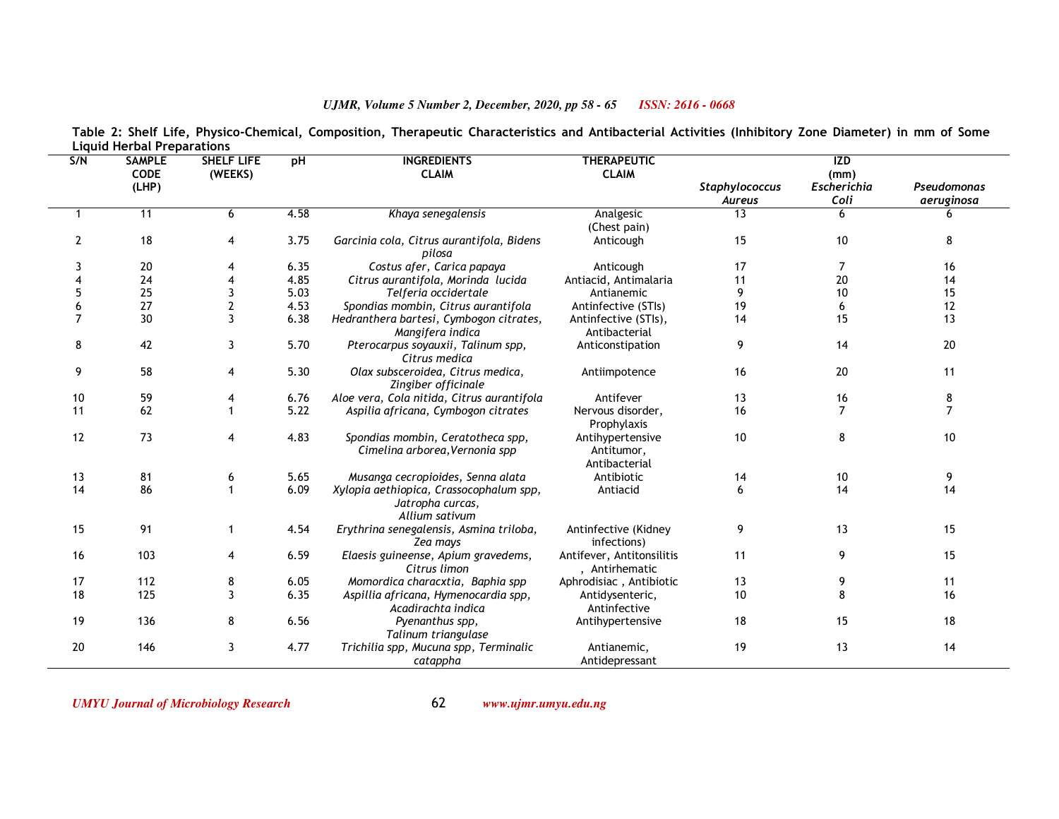**Table 2: Shelf Life, Physico-Chemical, Composition, Therapeutic Characteristics and Antibacterial Activities (Inhibitory Zone Diameter) in mm of Some Liquid Herbal Preparations**

| S/N | SAMPLE CODE (LHP) | SHELF LIFE (WEEKS) | pH | INGREDIENTS CLAIM | THERAPEUTIC CLAIM | IZD (mm) | | |
|---|---|---|---|---|---|---|---|---|
| | | | | | | *Staphylococcus Aureus* | *Escherichia Coli* | *Pseudomonas aeruginosa* |
| 1 | 11 | 6 | 4.58 | *Khaya senegalensis* | Analgesic (Chest pain) | 13 | 6 | 6 |
| 2 | 18 | 4 | 3.75 | *Garcinia cola, Citrus aurantifola, Bidens pilosa* | Anticough | 15 | 10 | 8 |
| 3 | 20 | 4 | 6.35 | *Costus afer, Carica papaya* | Anticough | 17 | 7 | 16 |
| 4 | 24 | 4 | 4.85 | *Citrus aurantifola, Morinda lucida* | Antiacid, Antimalaria | 11 | 20 | 14 |
| 5 | 25 | 3 | 5.03 | *Telferia occidertale* | Antianemic | 9 | 10 | 15 |
| 6 | 27 | 2 | 4.53 | *Spondias mombin, Citrus aurantifola* | Antinfective (STIs) | 19 | 6 | 12 |
| 7 | 30 | 3 | 6.38 | *Hedranthera bartesi, Cymbogon citrates, Mangifera indica* | Antinfective (STIs), Antibacterial | 14 | 15 | 13 |
| 8 | 42 | 3 | 5.70 | *Pterocarpus soyauxii, Talinum spp, Citrus medica* | Anticonstipation | 9 | 14 | 20 |
| 9 | 58 | 4 | 5.30 | *Olax subsceroidea, Citrus medica, Zingiber officinale* | Antiimpotence | 16 | 20 | 11 |
| 10 | 59 | 4 | 6.76 | *Aloe vera, Cola nitida, Citrus aurantifola* | Antifever | 13 | 16 | 8 |
| 11 | 62 | 1 | 5.22 | *Aspilia africana, Cymbogon citrates* | Nervous disorder, Prophylaxis | 16 | 7 | 7 |
| 12 | 73 | 4 | 4.83 | *Spondias mombin, Ceratotheca spp, Cimelina arborea, Vernonia spp* | Antihypertensive Antitumor, Antibacterial | 10 | 8 | 10 |
| 13 | 81 | 6 | 5.65 | *Musanga cecropioides, Senna alata* | Antibiotic | 14 | 10 | 9 |
| 14 | 86 | 1 | 6.09 | *Xylopia aethiopica, Crassocophalum spp, Jatropha curcas, Allium sativum* | Antiacid | 6 | 14 | 14 |
| 15 | 91 | 1 | 4.54 | *Erythrina senegalensis, Asmina triloba, Zea mays* | Antinfective (Kidney infections) | 9 | 13 | 15 |
| 16 | 103 | 4 | 6.59 | *Elaesis guineense, Apium gravedems, Citrus limon* | Antifever, Antitonsilitis , Antirhematic | 11 | 9 | 15 |
| 17 | 112 | 8 | 6.05 | *Momordica characxtia, Baphia spp* | Aphrodisiac , Antibiotic | 13 | 9 | 11 |
| 18 | 125 | 3 | 6.35 | *Aspillia africana, Hymenocardia spp, Acadirachta indica* | Antidysenteric, Antinfective | 10 | 8 | 16 |
| 19 | 136 | 8 | 6.56 | *Pyenanthus spp, Talinum triangulase* | Antihypertensive | 18 | 15 | 18 |
| 20 | 146 | 3 | 4.77 | *Trichilia spp, Mucuna spp, Terminalic catappha* | Antianemic, Antidepressant | 19 | 13 | 14 |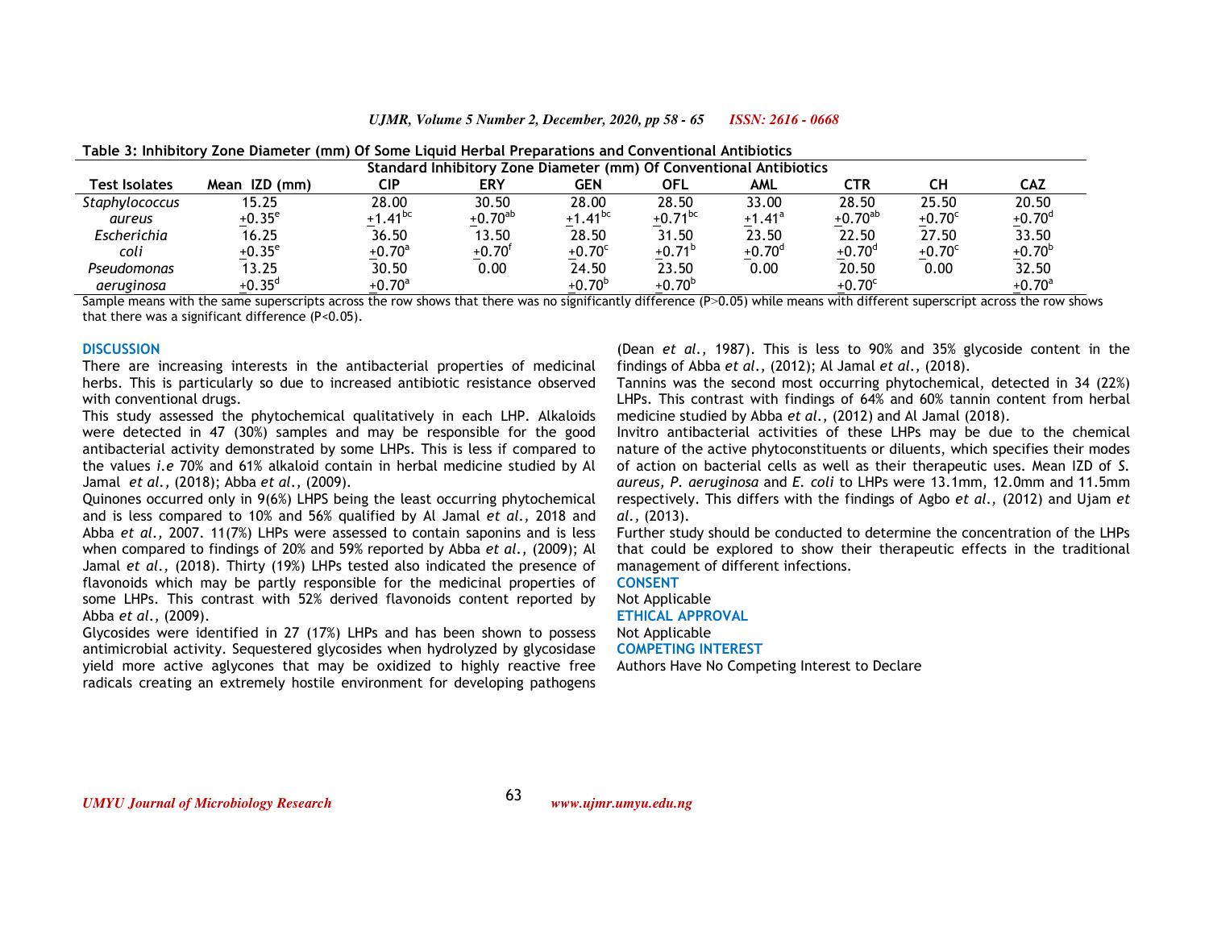**Table 3: Inhibitory Zone Diameter (mm) Of Some Liquid Herbal Preparations and Conventional Antibiotics**

| | | Standard Inhibitory Zone Diameter (mm) Of Conventional Antibiotics | | | | | | | |
|---|---|---|---|---|---|---|---|---|---|
| Test Isolates | Mean IZD (mm) | CIP | ERY | GEN | OFL | AML | CTR | CH | CAZ |
| *Staphylococcus aureus* | 15.25 $\pm 0.35^{e}$ | 28.00 $\pm 1.41^{bc}$ | 30.50 $\pm 0.70^{ab}$ | 28.00 $\pm 1.41^{bc}$ | 28.50 $\pm 0.71^{bc}$ | 33.00 $\pm 1.41^{a}$ | 28.50 $\pm 0.70^{ab}$ | 25.50 $\pm 0.70^{c}$ | 20.50 $\pm 0.70^{d}$ |
| *Escherichia coli* | 16.25 $\pm 0.35^{e}$ | 36.50 $\pm 0.70^{a}$ | 13.50 $\pm 0.70^{f}$ | 28.50 $\pm 0.70^{c}$ | 31.50 $\pm 0.71^{b}$ | 23.50 $\pm 0.70^{d}$ | 22.50 $\pm 0.70^{d}$ | 27.50 $\pm 0.70^{c}$ | 33.50 $\pm 0.70^{b}$ |
| *Pseudomonas aeruginosa* | 13.25 $\pm 0.35^{d}$ | 30.50 $\pm 0.70^{a}$ | 0.00 | 24.50 $\pm 0.70^{b}$ | 23.50 $\pm 0.70^{b}$ | 0.00 | 20.50 $\pm 0.70^{c}$ | 0.00 | 32.50 $\pm 0.70^{a}$ |

Sample means with the same superscripts across the row shows that there was no significantly difference (P>0.05) while means with different superscript across the row shows that there was a significant difference (P<0.05).

## DISCUSSION

There are increasing interests in the antibacterial properties of medicinal herbs. This is particularly so due to increased antibiotic resistance observed with conventional drugs.

This study assessed the phytochemical qualitatively in each LHP. Alkaloids were detected in 47 (30%) samples and may be responsible for the good antibacterial activity demonstrated by some LHPs. This is less if compared to the values *i.e* 70% and 61% alkaloid contain in herbal medicine studied by Al Jamal *et al.,* (2018); Abba *et al.,* (2009).

Quinones occurred only in 9(6%) LHPS being the least occurring phytochemical and is less compared to 10% and 56% qualified by Al Jamal *et al.,* 2018 and Abba *et al.,* 2007. 11(7%) LHPs were assessed to contain saponins and is less when compared to findings of 20% and 59% reported by Abba *et al.,* (2009); Al Jamal *et al.,* (2018). Thirty (19%) LHPs tested also indicated the presence of flavonoids which may be partly responsible for the medicinal properties of some LHPs. This contrast with 52% derived flavonoids content reported by Abba *et al.,* (2009).

Glycosides were identified in 27 (17%) LHPs and has been shown to possess antimicrobial activity. Sequestered glycosides when hydrolyzed by glycosidase yield more active aglycones that may be oxidized to highly reactive free radicals creating an extremely hostile environment for developing pathogens (Dean *et al.,* 1987). This is less to 90% and 35% glycoside content in the findings of Abba *et al.,* (2012); Al Jamal *et al.,* (2018).

Tannins was the second most occurring phytochemical, detected in 34 (22%) LHPs. This contrast with findings of 64% and 60% tannin content from herbal medicine studied by Abba *et al.,* (2012) and Al Jamal (2018).

Invitro antibacterial activities of these LHPs may be due to the chemical nature of the active phytoconstituents or diluents, which specifies their modes of action on bacterial cells as well as their therapeutic uses. Mean IZD of *S. aureus*, *P. aeruginosa* and *E. coli* to LHPs were 13.1mm, 12.0mm and 11.5mm respectively. This differs with the findings of Agbo *et al.,* (2012) and Ujam *et al.,* (2013).

Further study should be conducted to determine the concentration of the LHPs that could be explored to show their therapeutic effects in the traditional management of different infections.

## CONSENT

Not Applicable

## ETHICAL APPROVAL

Not Applicable

## COMPETING INTEREST

Authors Have No Competing Interest to Declare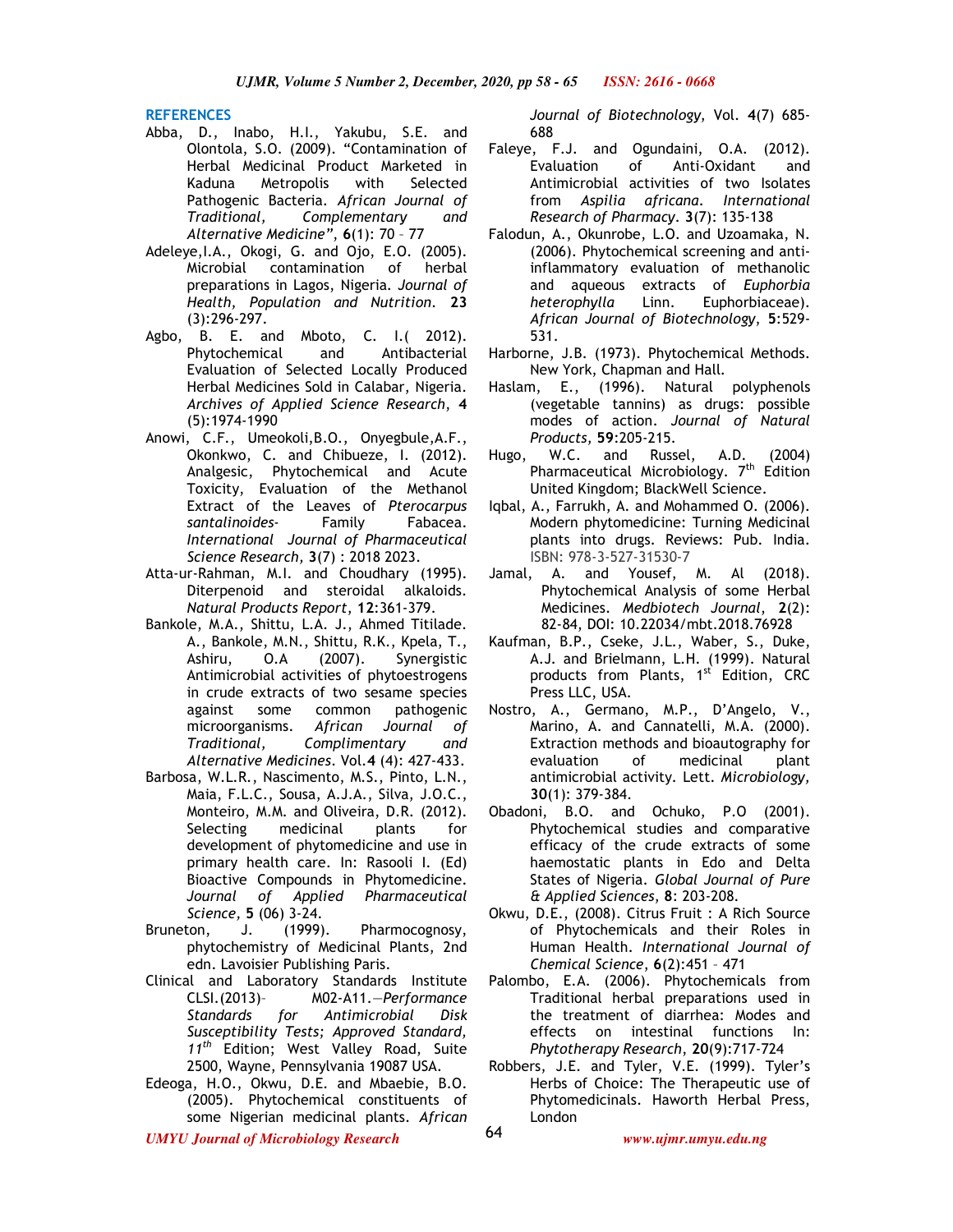## REFERENCES

Abba, D., Inabo, H.I., Yakubu, S.E. and Olontola, S.O. (2009). "Contamination of Herbal Medicinal Product Marketed in Kaduna Metropolis with Selected Pathogenic Bacteria. *African Journal of Traditional, Complementary and Alternative Medicine"*, **6**(1): 70 – 77

Adeleye,I.A., Okogi, G. and Ojo, E.O. (2005). Microbial contamination of herbal preparations in Lagos, Nigeria. *Journal of Health, Population and Nutrition*. **23** (3):296-297.

Agbo, B. E. and Mboto, C. I.( 2012). Phytochemical and Antibacterial Evaluation of Selected Locally Produced Herbal Medicines Sold in Calabar, Nigeria. *Archives of Applied Science Research*, **4** (5):1974-1990

Anowi, C.F., Umeokoli,B.O., Onyegbule,A.F., Okonkwo, C. and Chibueze, I. (2012). Analgesic, Phytochemical and Acute Toxicity, Evaluation of the Methanol Extract of the Leaves of *Pterocarpus santalinoides*- Family Fabacea. *International Journal of Pharmaceutical Science Research,* **3**(7) : 2018 2023.

Atta-ur-Rahman, M.I. and Choudhary (1995). Diterpenoid and steroidal alkaloids. *Natural Products Report*, **12**:361-379.

Bankole, M.A., Shittu, L.A. J., Ahmed Titilade. A., Bankole, M.N., Shittu, R.K., Kpela, T., Ashiru, O.A (2007). Synergistic Antimicrobial activities of phytoestrogens in crude extracts of two sesame species against some common pathogenic microorganisms. *African Journal of Traditional, Complimentary and Alternative Medicines*. Vol.**4** (4): 427-433.

Barbosa, W.L.R., Nascimento, M.S., Pinto, L.N., Maia, F.L.C., Sousa, A.J.A., Silva, J.O.C., Monteiro, M.M. and Oliveira, D.R. (2012). Selecting medicinal plants for development of phytomedicine and use in primary health care. In: Rasooli I. (Ed) Bioactive Compounds in Phytomedicine. *Journal of Applied Pharmaceutical Science,* **5** (06) 3-24.

Bruneton, J. (1999). Pharmocognosy, phytochemistry of Medicinal Plants, 2nd edn. Lavoisier Publishing Paris.

Clinical and Laboratory Standards Institute CLSI.(2013)– M02-A11.—*Performance Standards for Antimicrobial Disk Susceptibility Tests; Approved Standard, 11th* Edition; West Valley Road, Suite 2500, Wayne, Pennsylvania 19087 USA.

Edeoga, H.O., Okwu, D.E. and Mbaebie, B.O. (2005). Phytochemical constituents of some Nigerian medicinal plants. *African Journal of Biotechnology*, Vol. **4**(7) 685-688

Faleye, F.J. and Ogundaini, O.A. (2012). Evaluation of Anti-Oxidant and Antimicrobial activities of two Isolates from *Aspilia africana*. *International Research of Pharmacy*. **3**(7): 135-138

Falodun, A., Okunrobe, L.O. and Uzoamaka, N. (2006). Phytochemical screening and anti-inflammatory evaluation of methanolic and aqueous extracts of *Euphorbia heterophylla* Linn. Euphorbiaceae). *African Journal of Biotechnology*, **5**:529-531.

Harborne, J.B. (1973). Phytochemical Methods. New York, Chapman and Hall.

Haslam, E., (1996). Natural polyphenols (vegetable tannins) as drugs: possible modes of action. *Journal of Natural Products,* **59**:205-215.

Hugo, W.C. and Russel, A.D. (2004) Pharmaceutical Microbiology. 7th Edition United Kingdom; BlackWell Science.

Iqbal, A., Farrukh, A. and Mohammed O. (2006). Modern phytomedicine: Turning Medicinal plants into drugs. Reviews: Pub. India. ISBN: 978-3-527-31530-7

Jamal, A. and Yousef, M. Al (2018). Phytochemical Analysis of some Herbal Medicines. *Medbiotech Journal,* **2**(2): 82-84, DOI: 10.22034/mbt.2018.76928

Kaufman, B.P., Cseke, J.L., Waber, S., Duke, A.J. and Brielmann, L.H. (1999). Natural products from Plants, 1st Edition, CRC Press LLC, USA.

Nostro, A., Germano, M.P., D'Angelo, V., Marino, A. and Cannatelli, M.A. (2000). Extraction methods and bioautography for evaluation of medicinal plant antimicrobial activity. Lett. *Microbiology,* **30**(1): 379-384.

Obadoni, B.O. and Ochuko, P.O (2001). Phytochemical studies and comparative efficacy of the crude extracts of some haemostatic plants in Edo and Delta States of Nigeria. *Global Journal of Pure & Applied Sciences,* **8**: 203-208.

Okwu, D.E., (2008). Citrus Fruit : A Rich Source of Phytochemicals and their Roles in Human Health. *International Journal of Chemical Science,* **6**(2):451 – 471

Palombo, E.A. (2006). Phytochemicals from Traditional herbal preparations used in the treatment of diarrhea: Modes and effects on intestinal functions In: *Phytotherapy Research*, **20**(9):717-724

Robbers, J.E. and Tyler, V.E. (1999). Tyler's Herbs of Choice: The Therapeutic use of Phytomedicinals. Haworth Herbal Press, London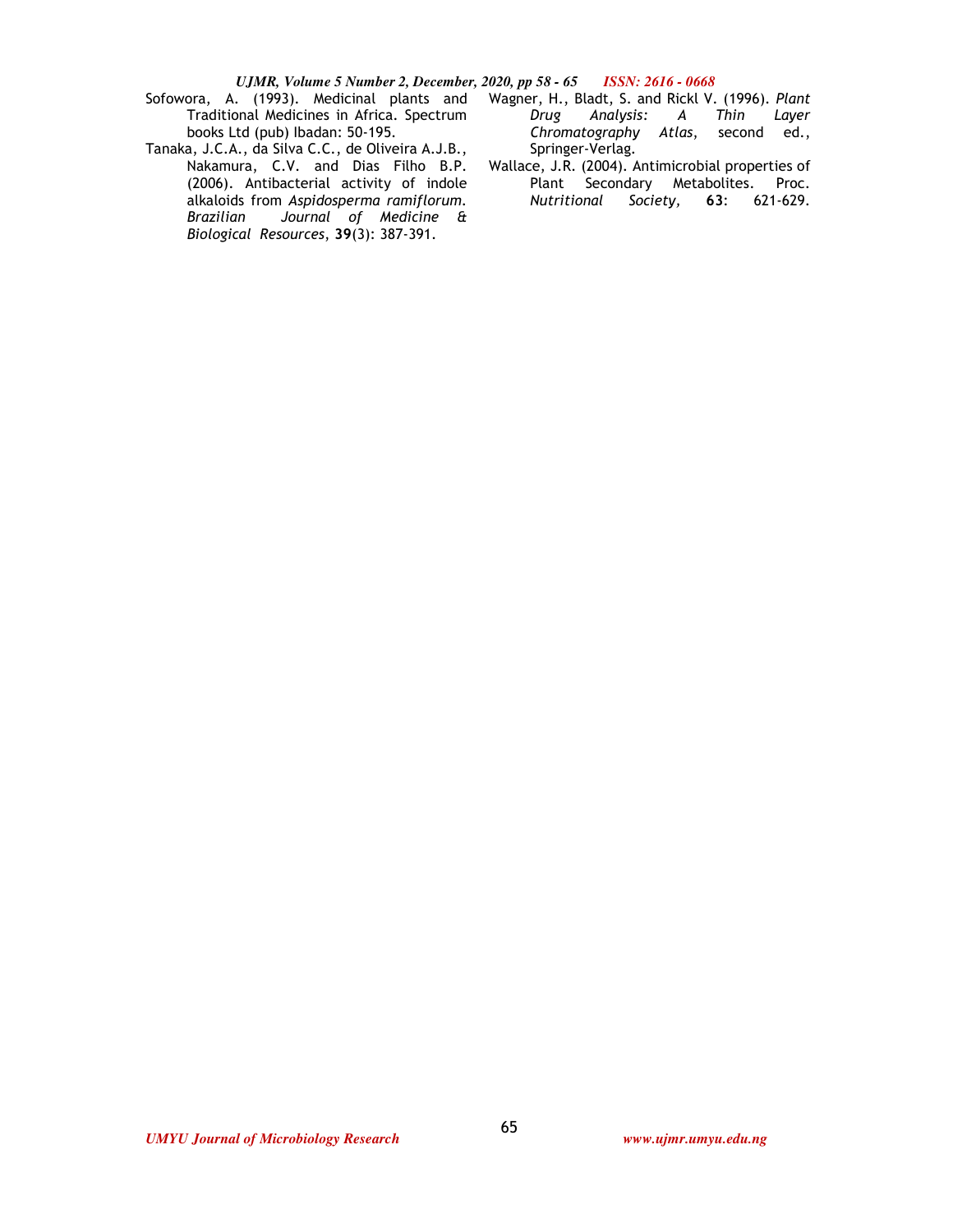Sofowora, A. (1993). Medicinal plants and Traditional Medicines in Africa. Spectrum books Ltd (pub) Ibadan: 50-195.

Tanaka, J.C.A., da Silva C.C., de Oliveira A.J.B., Nakamura, C.V. and Dias Filho B.P. (2006). Antibacterial activity of indole alkaloids from *Aspidosperma ramiflorum*. *Brazilian Journal of Medicine & Biological Resources*, **39**(3): 387-391.

Wagner, H., Bladt, S. and Rickl V. (1996). *Plant Drug Analysis: A Thin Layer Chromatography Atlas*, second ed., Springer-Verlag.

Wallace, J.R. (2004). Antimicrobial properties of Plant Secondary Metabolites. Proc. *Nutritional Society,* **63**: 621-629.